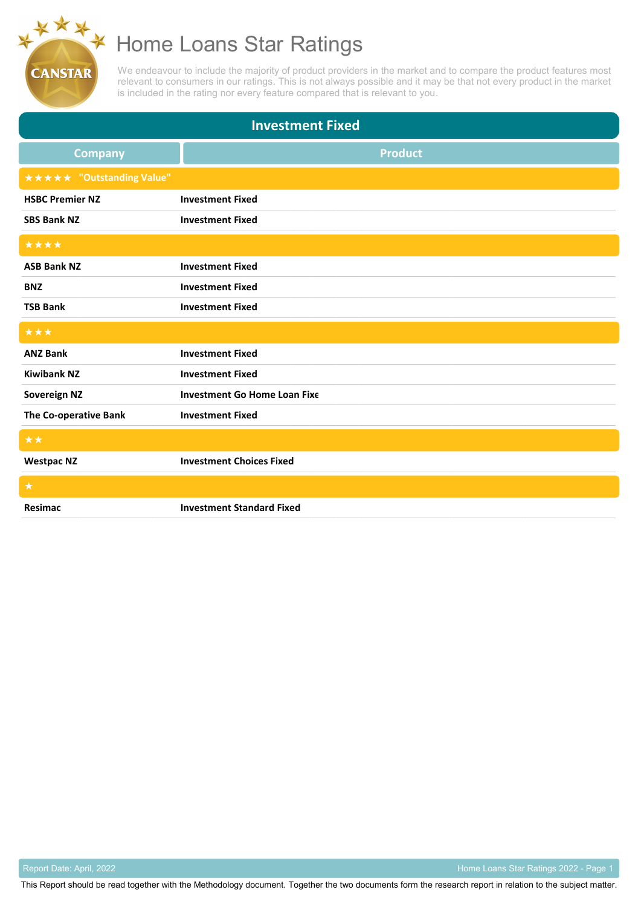# Home Loans Star Ratings

We endeavour to include the majority of product providers in the market and to compare the product features most relevant to consumers in our ratings. This is not always possible and it may be that not every product in the market is included in the rating nor every feature compared that is relevant to you.

## Investment Fixed

| Company | Product |
|---|---|
| ★★★★★ "Outstanding Value" | |
| **HSBC Premier NZ** | **Investment Fixed** |
| **SBS Bank NZ** | **Investment Fixed** |
| ★★★★ | |
| **ASB Bank NZ** | **Investment Fixed** |
| **BNZ** | **Investment Fixed** |
| **TSB Bank** | **Investment Fixed** |
| ★★★ | |
| **ANZ Bank** | **Investment Fixed** |
| **Kiwibank NZ** | **Investment Fixed** |
| **Sovereign NZ** | **Investment Go Home Loan Fixe** |
| **The Co-operative Bank** | **Investment Fixed** |
| ★★ | |
| **Westpac NZ** | **Investment Choices Fixed** |
| ★ | |
| **Resimac** | **Investment Standard Fixed** |

Report Date: April, 2022

This Report should be read together with the Methodology document. Together the two documents form the research report in relation to the subject matter.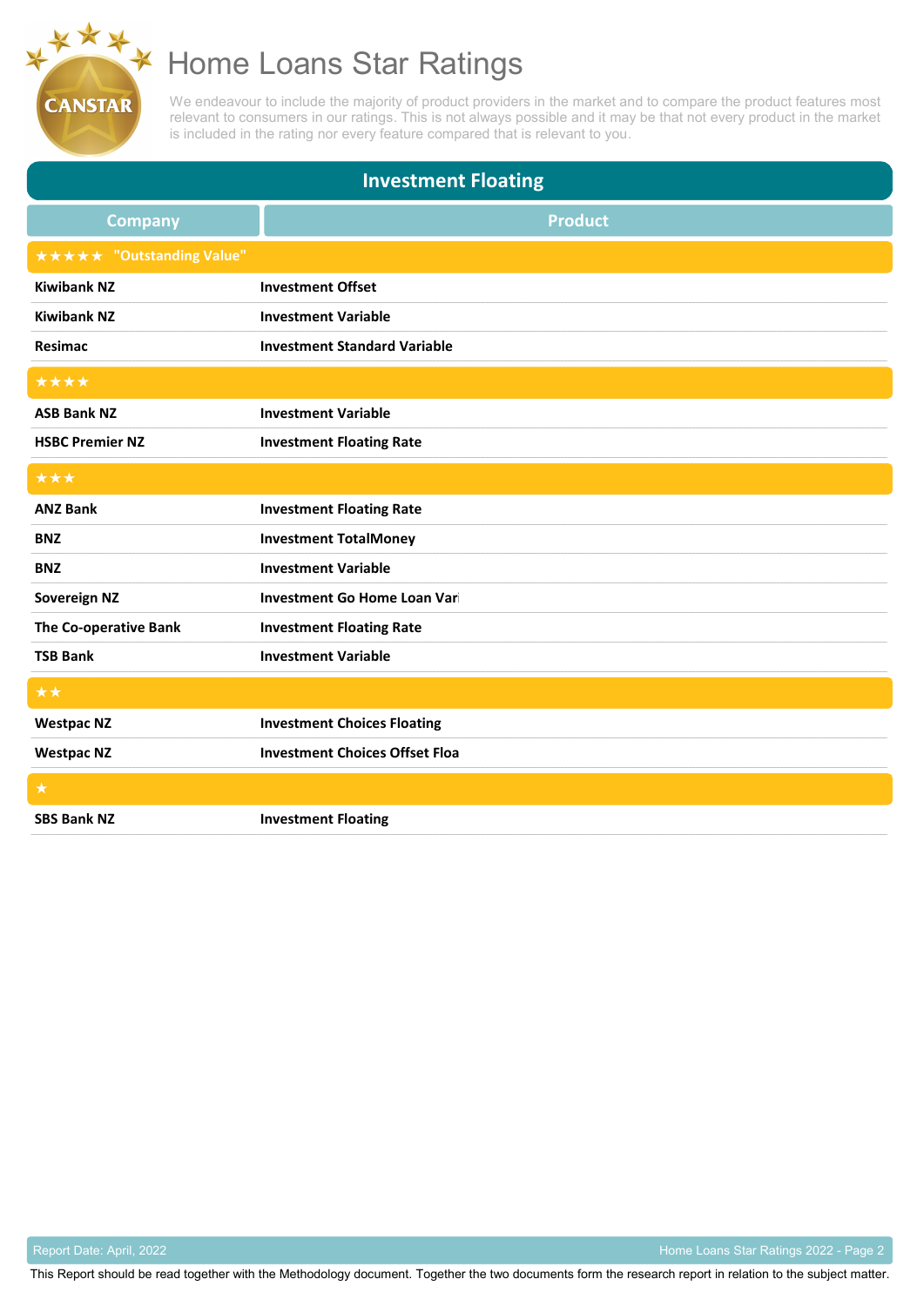# Home Loans Star Ratings

We endeavour to include the majority of product providers in the market and to compare the product features most relevant to consumers in our ratings. This is not always possible and it may be that not every product in the market is included in the rating nor every feature compared that is relevant to you.

## Investment Floating

| Company | Product |
|---|---|
| ★★★★★ "Outstanding Value" | |
| **Kiwibank NZ** | **Investment Offset** |
| **Kiwibank NZ** | **Investment Variable** |
| **Resimac** | **Investment Standard Variable** |
| ★★★★ | |
| **ASB Bank NZ** | **Investment Variable** |
| **HSBC Premier NZ** | **Investment Floating Rate** |
| ★★★ | |
| **ANZ Bank** | **Investment Floating Rate** |
| **BNZ** | **Investment TotalMoney** |
| **BNZ** | **Investment Variable** |
| **Sovereign NZ** | **Investment Go Home Loan Vari** |
| **The Co-operative Bank** | **Investment Floating Rate** |
| **TSB Bank** | **Investment Variable** |
| ★★ | |
| **Westpac NZ** | **Investment Choices Floating** |
| **Westpac NZ** | **Investment Choices Offset Floa** |
| ★ | |
| **SBS Bank NZ** | **Investment Floating** |

Report Date: April, 2022

This Report should be read together with the Methodology document. Together the two documents form the research report in relation to the subject matter.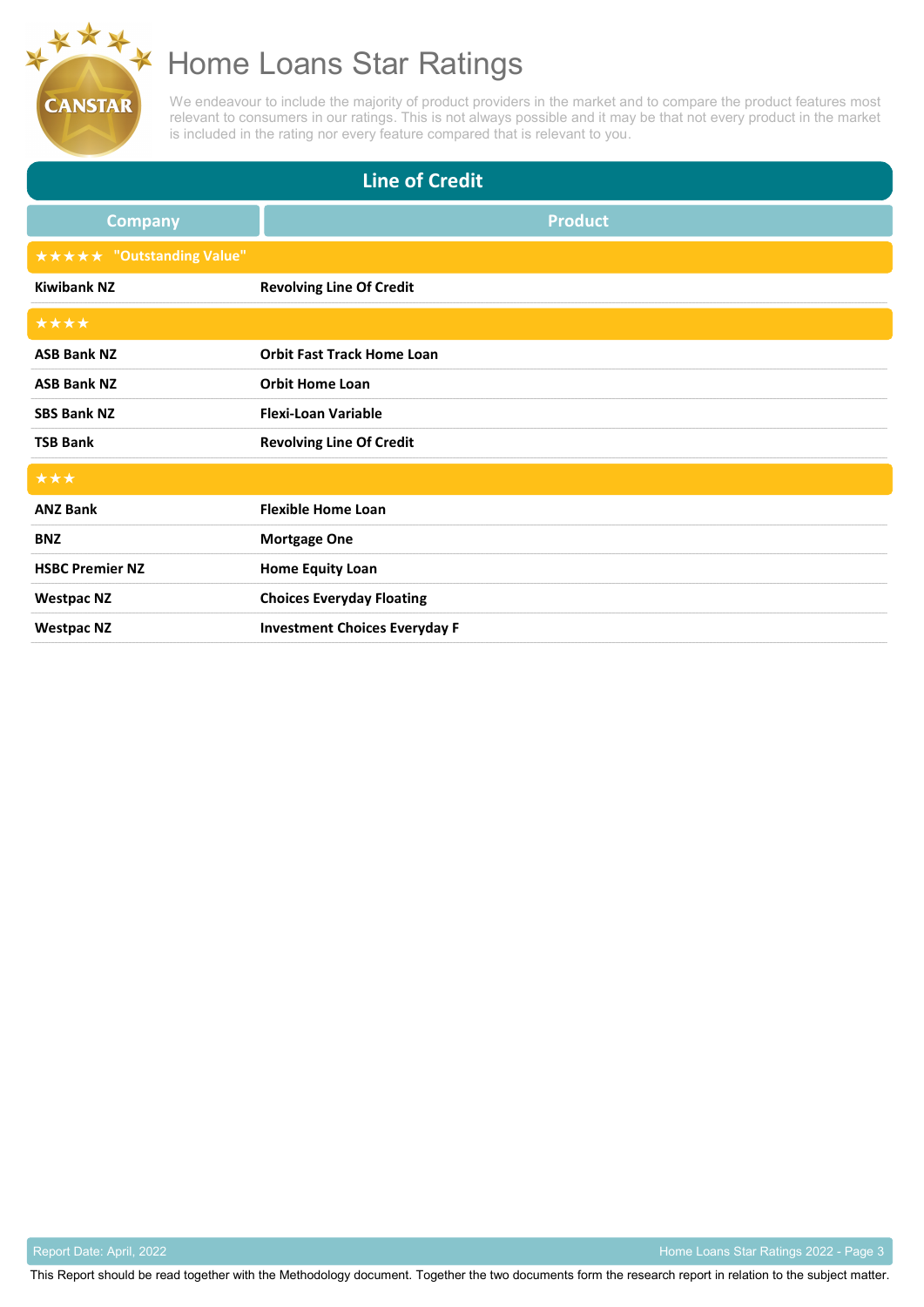# Home Loans Star Ratings

We endeavour to include the majority of product providers in the market and to compare the product features most relevant to consumers in our ratings. This is not always possible and it may be that not every product in the market is included in the rating nor every feature compared that is relevant to you.

## Line of Credit

| Company | Product |
|---|---|
| ★★★★★ "Outstanding Value" | |
| Kiwibank NZ | Revolving Line Of Credit |
| ★★★★ | |
| ASB Bank NZ | Orbit Fast Track Home Loan |
| ASB Bank NZ | Orbit Home Loan |
| SBS Bank NZ | Flexi-Loan Variable |
| TSB Bank | Revolving Line Of Credit |
| ★★★ | |
| ANZ Bank | Flexible Home Loan |
| BNZ | Mortgage One |
| HSBC Premier NZ | Home Equity Loan |
| Westpac NZ | Choices Everyday Floating |
| Westpac NZ | Investment Choices Everyday F |

Report Date: April, 2022

This Report should be read together with the Methodology document. Together the two documents form the research report in relation to the subject matter.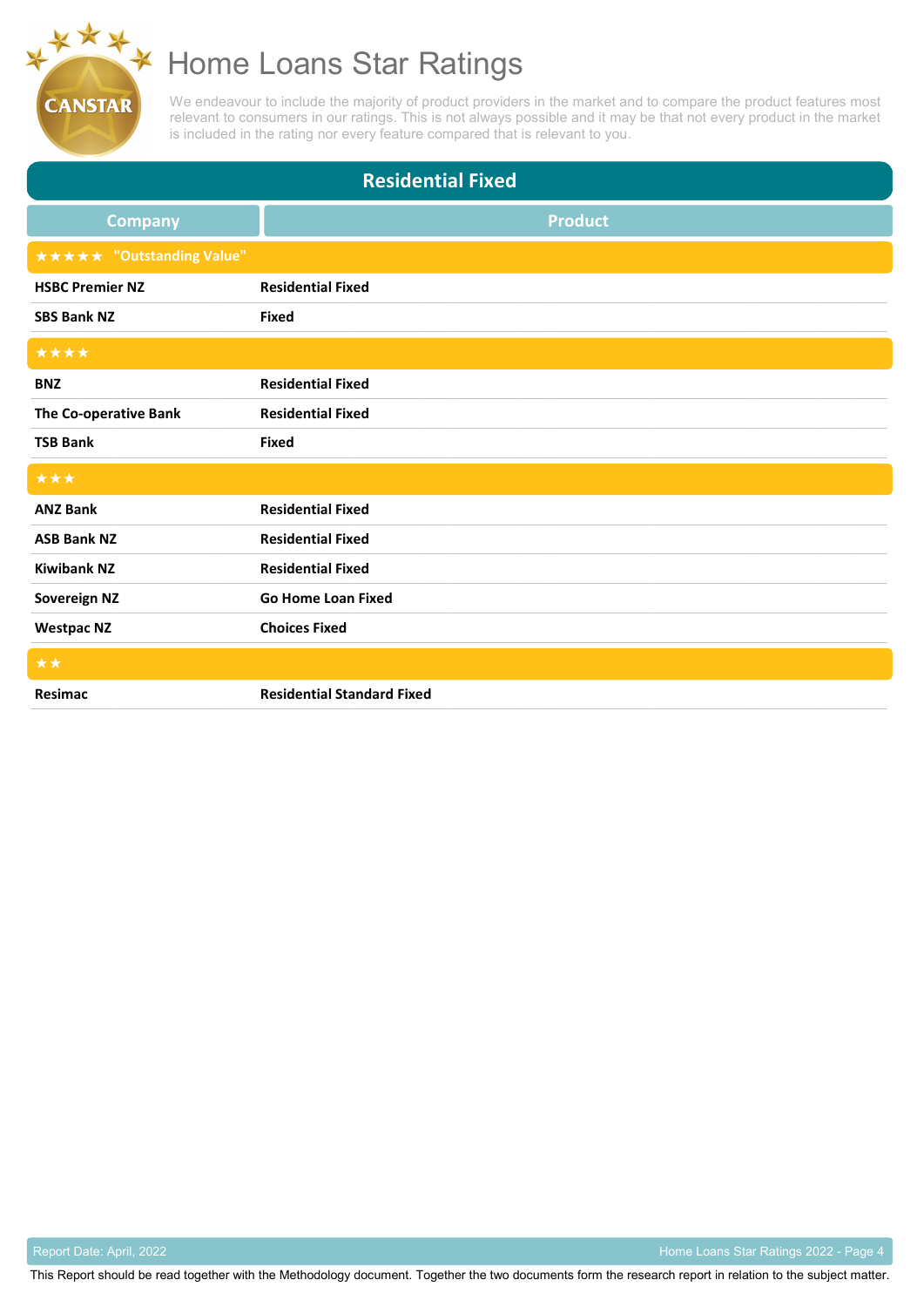# Home Loans Star Ratings

We endeavour to include the majority of product providers in the market and to compare the product features most relevant to consumers in our ratings. This is not always possible and it may be that not every product in the market is included in the rating nor every feature compared that is relevant to you.

## Residential Fixed

| Company | Product |
|---|---|
| ★★★★★ "Outstanding Value" | |
| HSBC Premier NZ | Residential Fixed |
| SBS Bank NZ | Fixed |
| ★★★★ | |
| BNZ | Residential Fixed |
| The Co-operative Bank | Residential Fixed |
| TSB Bank | Fixed |
| ★★★ | |
| ANZ Bank | Residential Fixed |
| ASB Bank NZ | Residential Fixed |
| Kiwibank NZ | Residential Fixed |
| Sovereign NZ | Go Home Loan Fixed |
| Westpac NZ | Choices Fixed |
| ★★ | |
| Resimac | Residential Standard Fixed |

Report Date: April, 2022

This Report should be read together with the Methodology document. Together the two documents form the research report in relation to the subject matter.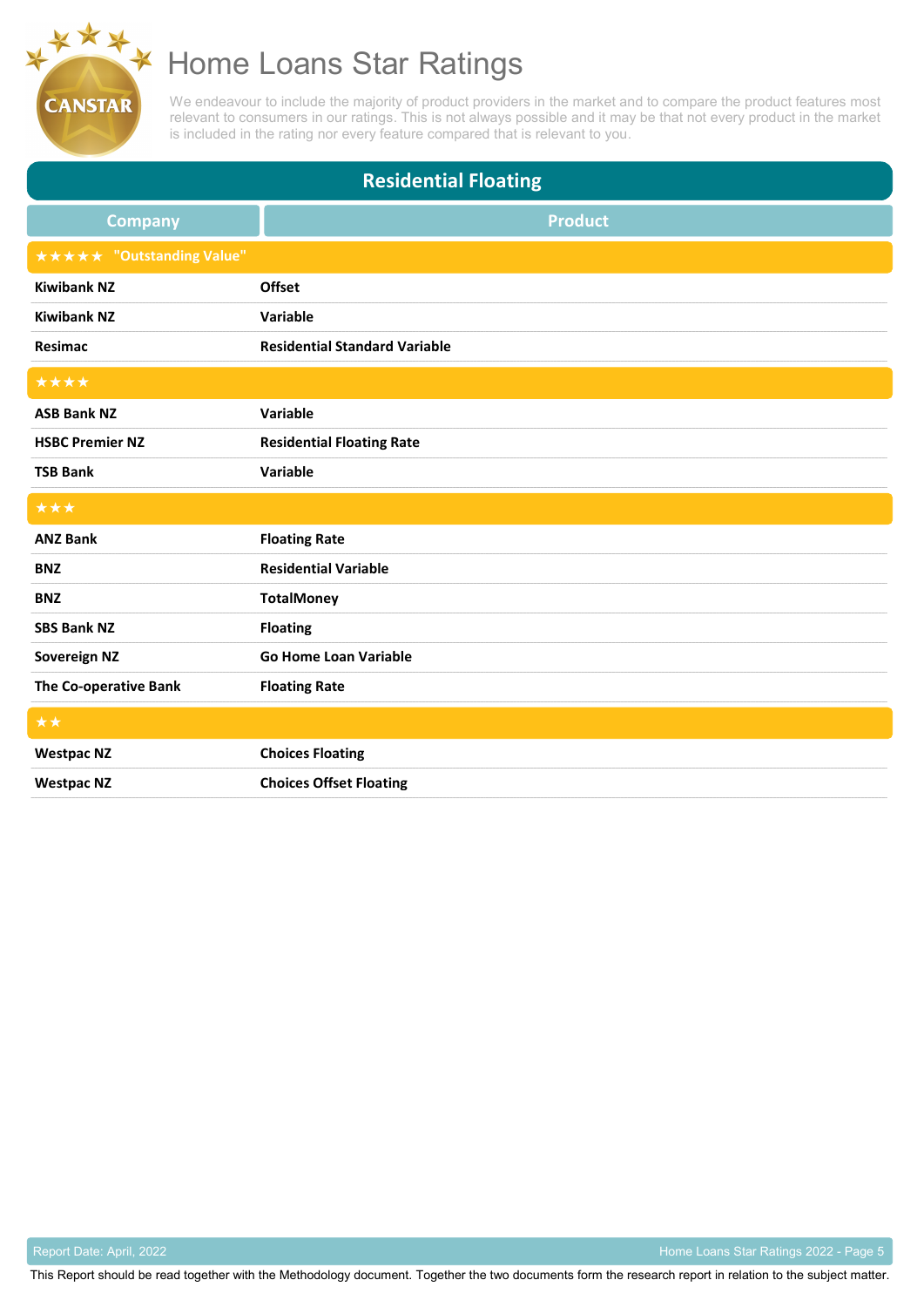# Home Loans Star Ratings

We endeavour to include the majority of product providers in the market and to compare the product features most relevant to consumers in our ratings. This is not always possible and it may be that not every product in the market is included in the rating nor every feature compared that is relevant to you.

## Residential Floating

| Company | Product |
|---|---|
| ★★★★★ "Outstanding Value" | |
| Kiwibank NZ | Offset |
| Kiwibank NZ | Variable |
| Resimac | Residential Standard Variable |
| ★★★★ | |
| ASB Bank NZ | Variable |
| HSBC Premier NZ | Residential Floating Rate |
| TSB Bank | Variable |
| ★★★ | |
| ANZ Bank | Floating Rate |
| BNZ | Residential Variable |
| BNZ | TotalMoney |
| SBS Bank NZ | Floating |
| Sovereign NZ | Go Home Loan Variable |
| The Co-operative Bank | Floating Rate |
| ★★ | |
| Westpac NZ | Choices Floating |
| Westpac NZ | Choices Offset Floating |

Report Date: April, 2022

This Report should be read together with the Methodology document. Together the two documents form the research report in relation to the subject matter.